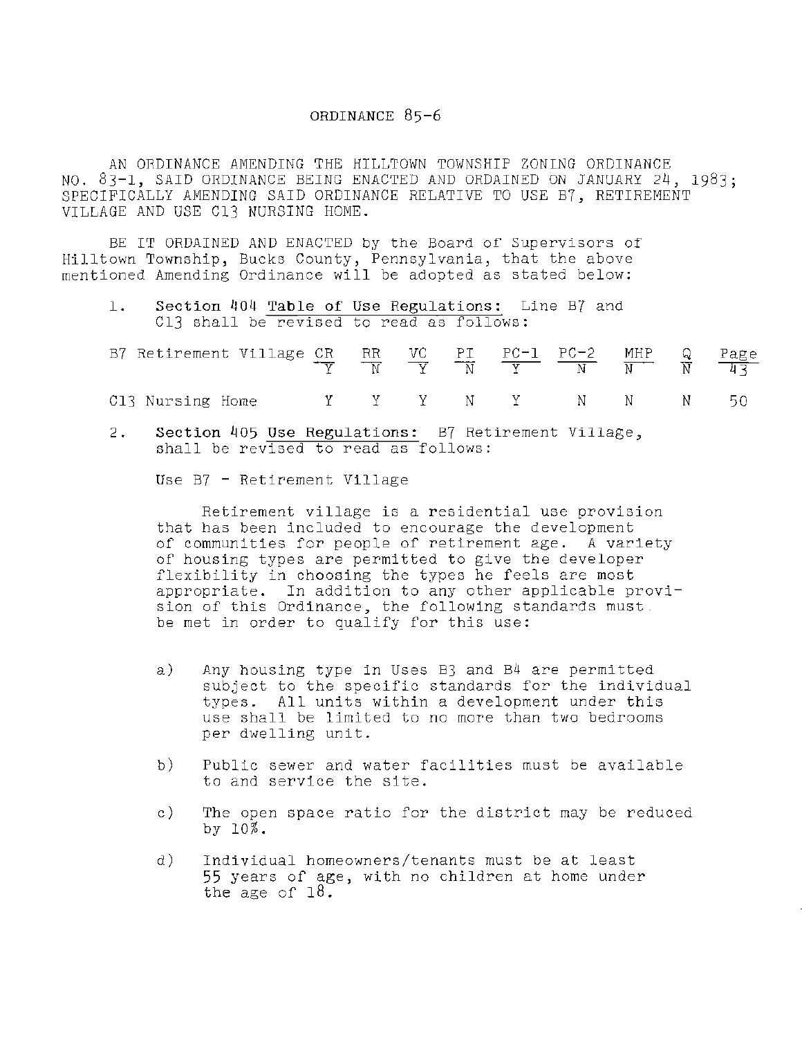# ORDINANCE 85-6

AN ORDINANCE AMENDING THE HILLTOWN TOWNSHIP ZONING ORDINANCE NO. 83-1, SAID ORDINANCE BEING ENACTED AND ORDAINED ON JANUARY 24, 1983; SPECIFICALLY AMENDING SAID ORDINANCE RELATIVE TO USE B7, RETIREMENT VILLAGE AND USE C13 NURSING HOME.

BE IT ORDAINED AND ENACTED by the Board of Supervisors of Hilltown Township, Bucks County, Pennsylvania, that the above mentioned Amending Ordinance will be adopted as stated below:

1. **Section 404 Table of Use Regulations:** Line B7 and C13 shall be revised to read as follows:

| | CR | RR | VC | PI | PC-1 | PC-2 | MHP | Q | Page |
|---|---|---|---|---|---|---|---|---|---|
| B7 Retirement Village | Y | N | Y | N | Y | N | N | N | 43 |
| C13 Nursing Home | Y | Y | Y | N | Y | N | N | N | 50 |

2. **Section 405 Use Regulations:** B7 Retirement Village, shall be revised to read as follows:

Use B7 - Retirement Village

Retirement village is a residential use provision that has been included to encourage the development of communities for people of retirement age. A variety of housing types are permitted to give the developer flexibility in choosing the types he feels are most appropriate. In addition to any other applicable provision of this Ordinance, the following standards must be met in order to qualify for this use:

a) Any housing type in Uses B3 and B4 are permitted subject to the specific standards for the individual types. All units within a development under this use shall be limited to no more than two bedrooms per dwelling unit.

b) Public sewer and water facilities must be available to and service the site.

c) The open space ratio for the district may be reduced by 10%.

d) Individual homeowners/tenants must be at least 55 years of age, with no children at home under the age of 18.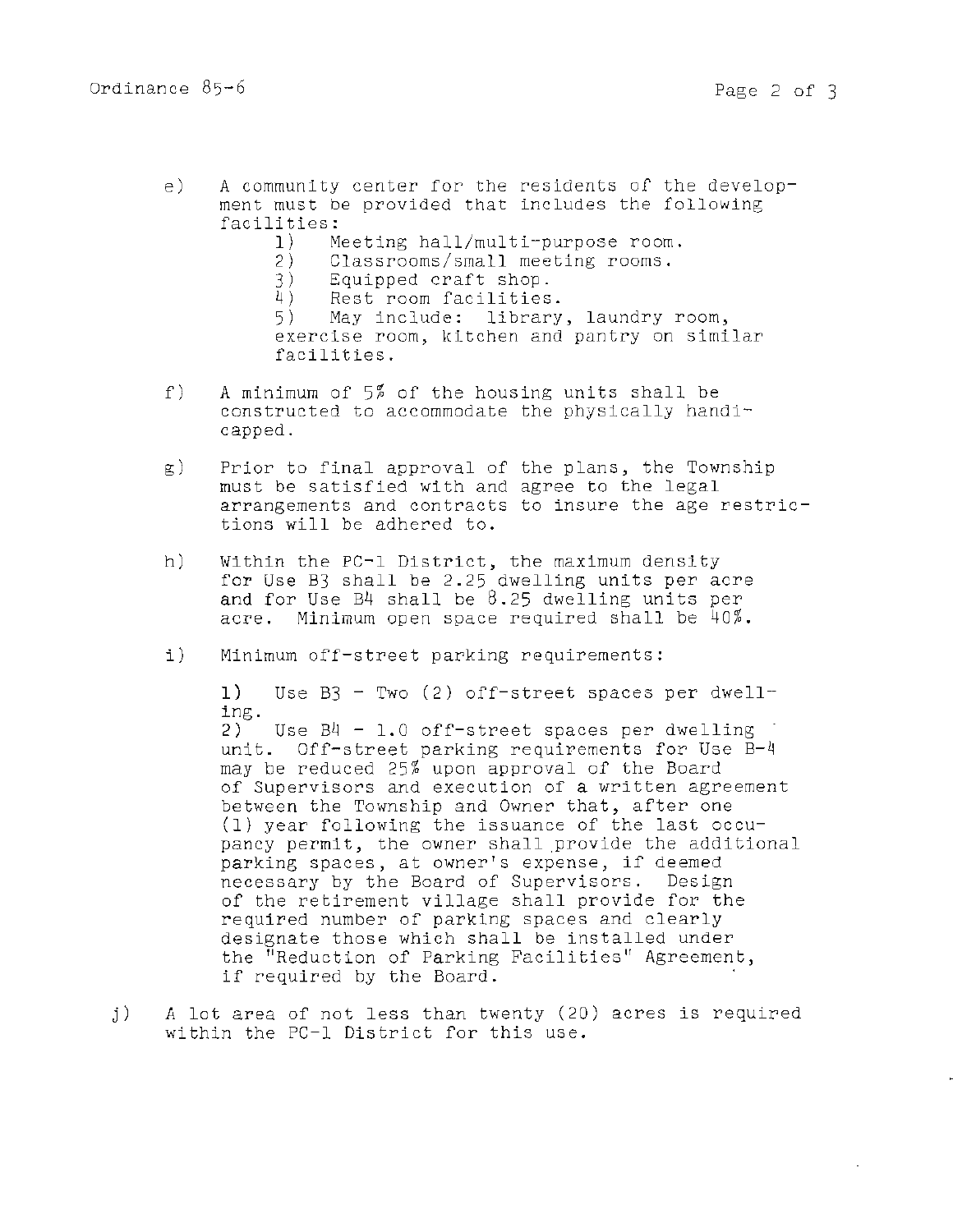e) A community center for the residents of the development must be provided that includes the following facilities:
   1) Meeting hall/multi-purpose room.
   2) Classrooms/small meeting rooms.
   3) Equipped craft shop.
   4) Rest room facilities.
   5) May include: library, laundry room, exercise room, kitchen and pantry on similar facilities.

f) A minimum of 5% of the housing units shall be constructed to accommodate the physically handicapped.

g) Prior to final approval of the plans, the Township must be satisfied with and agree to the legal arrangements and contracts to insure the age restrictions will be adhered to.

h) Within the PC-1 District, the maximum density for Use B3 shall be 2.25 dwelling units per acre and for Use B4 shall be 8.25 dwelling units per acre. Minimum open space required shall be 40%.

i) Minimum off-street parking requirements:

   1) Use B3 - Two (2) off-street spaces per dwelling.
   2) Use B4 - 1.0 off-street spaces per dwelling unit. Off-street parking requirements for Use B-4 may be reduced 25% upon approval of the Board of Supervisors and execution of a written agreement between the Township and Owner that, after one (1) year following the issuance of the last occupancy permit, the owner shall provide the additional parking spaces, at owner's expense, if deemed necessary by the Board of Supervisors. Design of the retirement village shall provide for the required number of parking spaces and clearly designate those which shall be installed under the "Reduction of Parking Facilities" Agreement, if required by the Board.

j) A lot area of not less than twenty (20) acres is required within the PC-1 District for this use.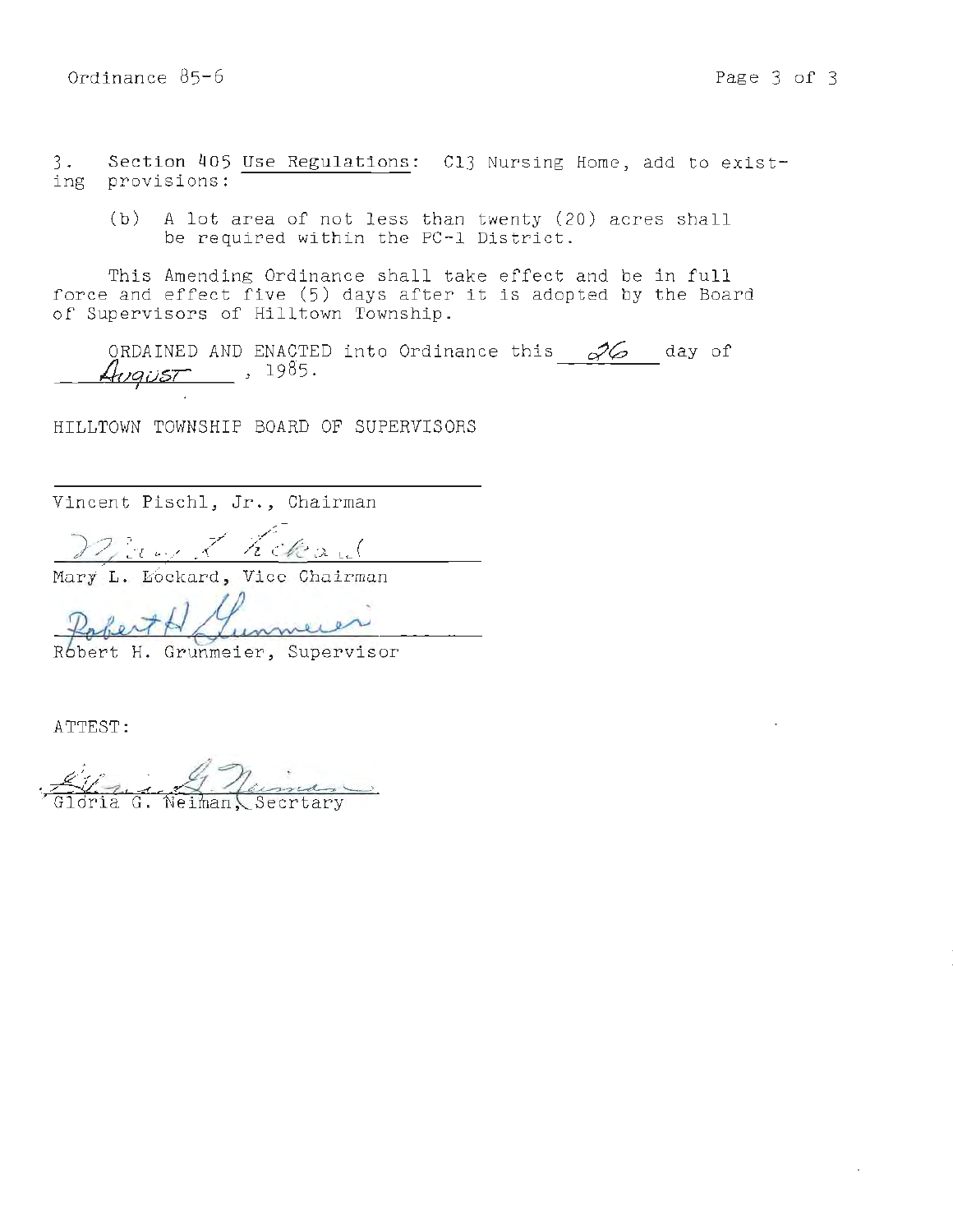3. Section 405 Use Regulations: C13 Nursing Home, add to existing provisions:

(b) A lot area of not less than twenty (20) acres shall be required within the PC-1 District.

This Amending Ordinance shall take effect and be in full force and effect five (5) days after it is adopted by the Board of Supervisors of Hilltown Township.

ORDAINED AND ENACTED into Ordinance this 26 day of August, 1985.

HILLTOWN TOWNSHIP BOARD OF SUPERVISORS

\_\_\_\_\_\_\_\_\_\_\_\_\_\_\_\_\_\_\_\_\_\_\_\_\_\_\_\_\_\_
Vincent Pischl, Jr., Chairman

Mary L. Lockard, Vice Chairman

Robert H. Grunmeier, Supervisor

ATTEST:

Gloria G. Neiman, Secrtary